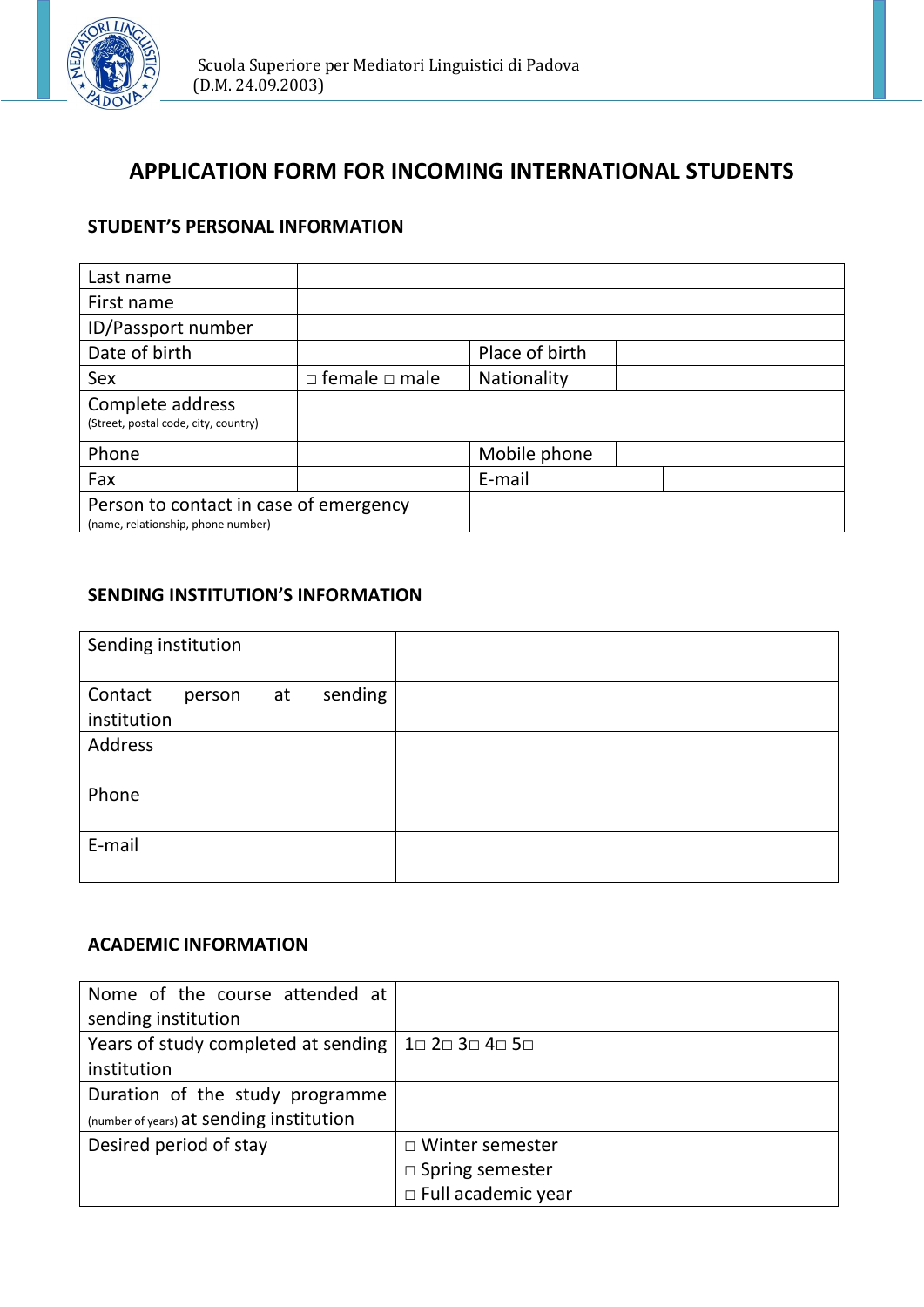Scuola Superiore per Mediatori Linguistici di Padova
(D.M. 24.09.2003)

# APPLICATION FORM FOR INCOMING INTERNATIONAL STUDENTS

## STUDENT'S PERSONAL INFORMATION

| | | | |
|---|---|---|---|
| Last name | | | |
| First name | | | |
| ID/Passport number | | | |
| Date of birth | | Place of birth | |
| Sex | □ female □ male | Nationality | |
| Complete address (Street, postal code, city, country) | | | |
| Phone | | Mobile phone | |
| Fax | | E-mail | |
| Person to contact in case of emergency (name, relationship, phone number) | | | |

## SENDING INSTITUTION'S INFORMATION

| | |
|---|---|
| Sending institution | |
| Contact person at sending institution | |
| Address | |
| Phone | |
| E-mail | |

## ACADEMIC INFORMATION

| | |
|---|---|
| Nome of the course attended at sending institution | |
| Years of study completed at sending institution | 1□ 2□ 3□ 4□ 5□ |
| Duration of the study programme (number of years) at sending institution | |
| Desired period of stay | □ Winter semester<br>□ Spring semester<br>□ Full academic year |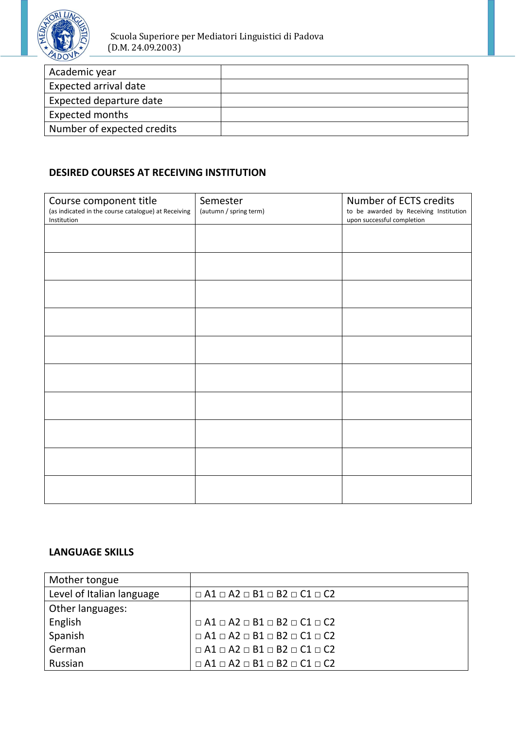| Academic year | |
|---|---|
| Expected arrival date | |
| Expected departure date | |
| Expected months | |
| Number of expected credits | |

## DESIRED COURSES AT RECEIVING INSTITUTION

| Course component title (as indicated in the course catalogue) at Receiving Institution | Semester (autumn / spring term) | Number of ECTS credits to be awarded by Receiving Institution upon successful completion |
|---|---|---|
| | | |
| | | |
| | | |
| | | |
| | | |
| | | |
| | | |
| | | |
| | | |
| | | |

## LANGUAGE SKILLS

| Mother tongue | |
|---|---|
| Level of Italian language | □ A1 □ A2 □ B1 □ B2 □ C1 □ C2 |
| Other languages: | |
| English | □ A1 □ A2 □ B1 □ B2 □ C1 □ C2 |
| Spanish | □ A1 □ A2 □ B1 □ B2 □ C1 □ C2 |
| German | □ A1 □ A2 □ B1 □ B2 □ C1 □ C2 |
| Russian | □ A1 □ A2 □ B1 □ B2 □ C1 □ C2 |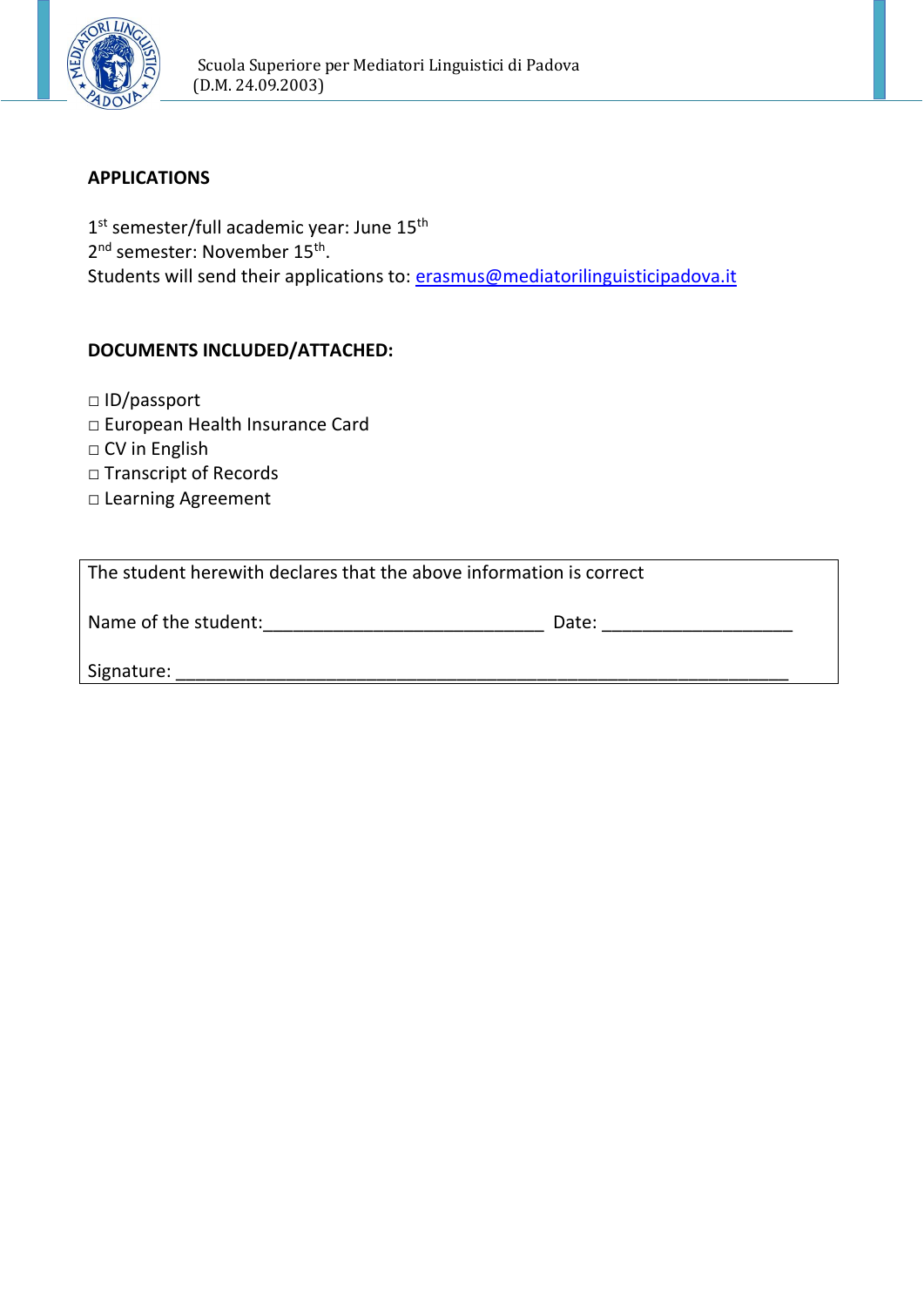## APPLICATIONS

1st semester/full academic year: June 15th
2nd semester: November 15th.
Students will send their applications to: erasmus@mediatorilinguisticipadova.it

## DOCUMENTS INCLUDED/ATTACHED:

□ ID/passport
□ European Health Insurance Card
□ CV in English
□ Transcript of Records
□ Learning Agreement

| |
|---|
| The student herewith declares that the above information is correct<br><br>Name of the student:____________________________ Date: ___________________<br><br>Signature: _____________________________________________________________ |